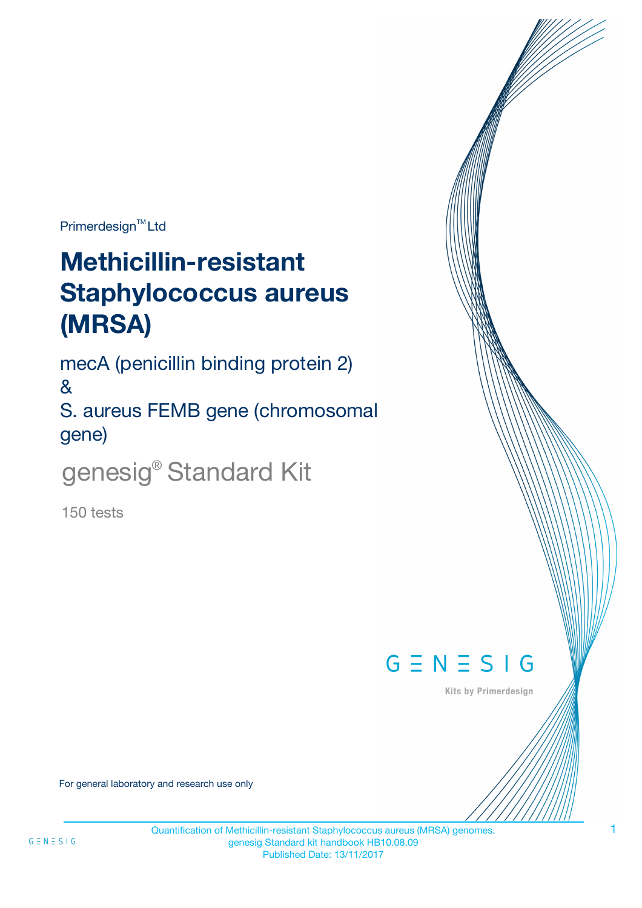Primerdesign™ Ltd

# Methicillin-resistant Staphylococcus aureus (MRSA)

mecA (penicillin binding protein 2)
&
S. aureus FEMB gene (chromosomal gene)

## genesig® Standard Kit

150 tests

GENESIG

Kits by Primerdesign

For general laboratory and research use only

Quantification of Methicillin-resistant Staphylococcus aureus (MRSA) genomes.
genesig Standard kit handbook HB10.08.09
Published Date: 13/11/2017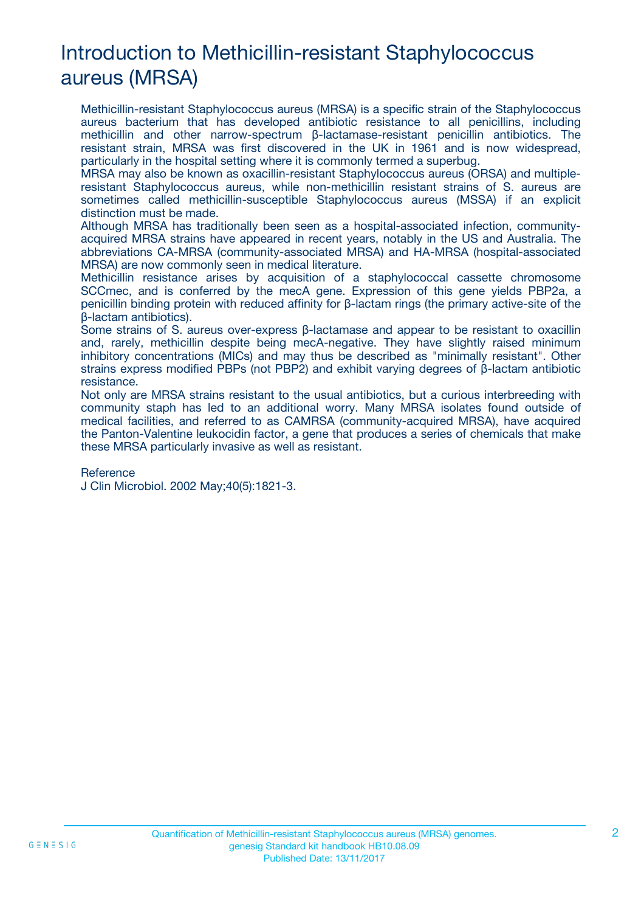# Introduction to Methicillin-resistant Staphylococcus aureus (MRSA)

Methicillin-resistant Staphylococcus aureus (MRSA) is a specific strain of the Staphylococcus aureus bacterium that has developed antibiotic resistance to all penicillins, including methicillin and other narrow-spectrum β-lactamase-resistant penicillin antibiotics. The resistant strain, MRSA was first discovered in the UK in 1961 and is now widespread, particularly in the hospital setting where it is commonly termed a superbug.

MRSA may also be known as oxacillin-resistant Staphylococcus aureus (ORSA) and multiple-resistant Staphylococcus aureus, while non-methicillin resistant strains of S. aureus are sometimes called methicillin-susceptible Staphylococcus aureus (MSSA) if an explicit distinction must be made.

Although MRSA has traditionally been seen as a hospital-associated infection, community-acquired MRSA strains have appeared in recent years, notably in the US and Australia. The abbreviations CA-MRSA (community-associated MRSA) and HA-MRSA (hospital-associated MRSA) are now commonly seen in medical literature.

Methicillin resistance arises by acquisition of a staphylococcal cassette chromosome SCCmec, and is conferred by the mecA gene. Expression of this gene yields PBP2a, a penicillin binding protein with reduced affinity for β-lactam rings (the primary active-site of the β-lactam antibiotics).

Some strains of S. aureus over-express β-lactamase and appear to be resistant to oxacillin and, rarely, methicillin despite being mecA-negative. They have slightly raised minimum inhibitory concentrations (MICs) and may thus be described as "minimally resistant". Other strains express modified PBPs (not PBP2) and exhibit varying degrees of β-lactam antibiotic resistance.

Not only are MRSA strains resistant to the usual antibiotics, but a curious interbreeding with community staph has led to an additional worry. Many MRSA isolates found outside of medical facilities, and referred to as CAMRSA (community-acquired MRSA), have acquired the Panton-Valentine leukocidin factor, a gene that produces a series of chemicals that make these MRSA particularly invasive as well as resistant.

Reference

J Clin Microbiol. 2002 May;40(5):1821-3.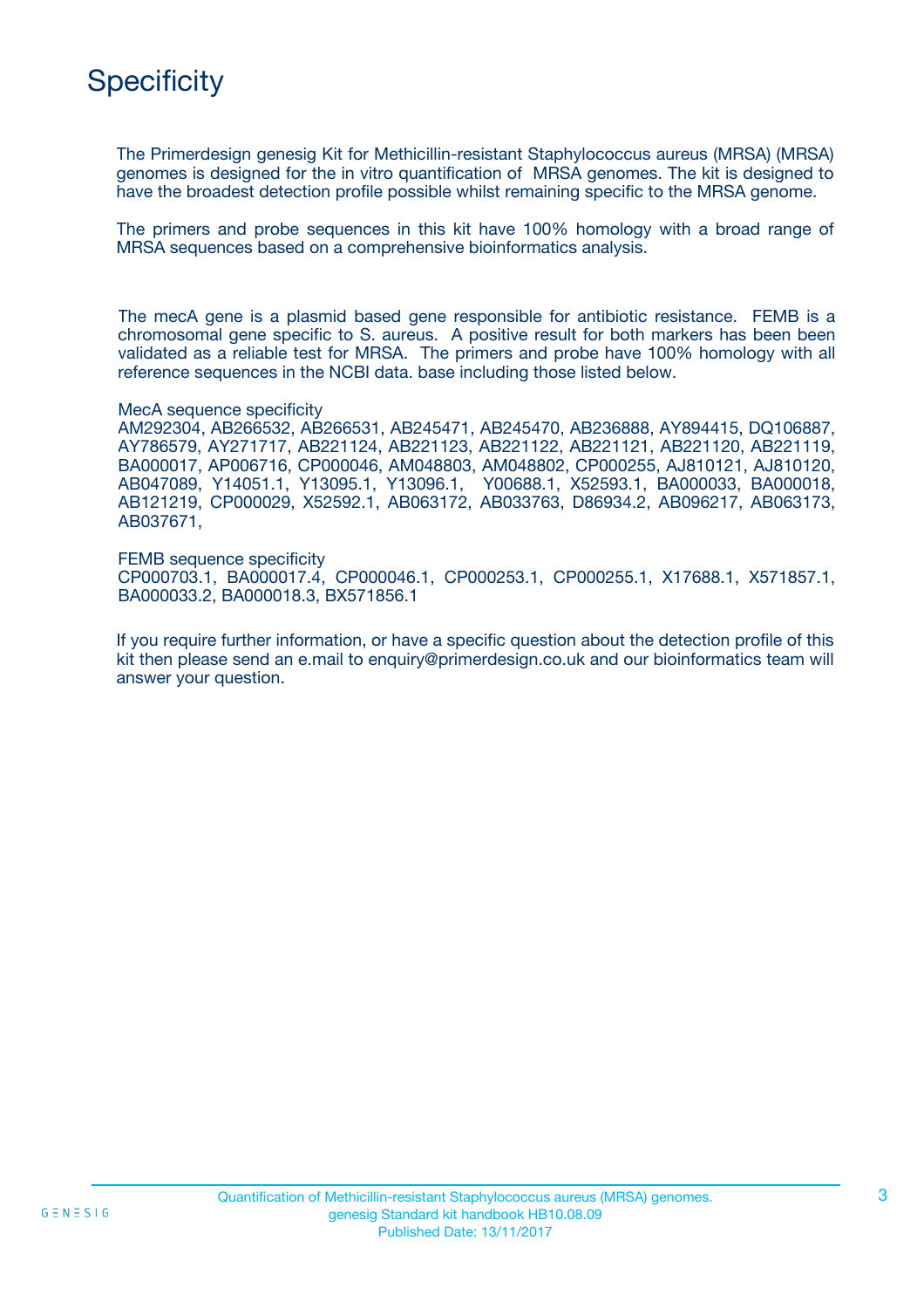# Specificity

The Primerdesign genesig Kit for Methicillin-resistant Staphylococcus aureus (MRSA) (MRSA) genomes is designed for the in vitro quantification of MRSA genomes. The kit is designed to have the broadest detection profile possible whilst remaining specific to the MRSA genome.

The primers and probe sequences in this kit have 100% homology with a broad range of MRSA sequences based on a comprehensive bioinformatics analysis.

The mecA gene is a plasmid based gene responsible for antibiotic resistance. FEMB is a chromosomal gene specific to S. aureus. A positive result for both markers has been been validated as a reliable test for MRSA. The primers and probe have 100% homology with all reference sequences in the NCBI data. base including those listed below.

MecA sequence specificity
AM292304, AB266532, AB266531, AB245471, AB245470, AB236888, AY894415, DQ106887, AY786579, AY271717, AB221124, AB221123, AB221122, AB221121, AB221120, AB221119, BA000017, AP006716, CP000046, AM048803, AM048802, CP000255, AJ810121, AJ810120, AB047089, Y14051.1, Y13095.1, Y13096.1, Y00688.1, X52593.1, BA000033, BA000018, AB121219, CP000029, X52592.1, AB063172, AB033763, D86934.2, AB096217, AB063173, AB037671,

FEMB sequence specificity
CP000703.1, BA000017.4, CP000046.1, CP000253.1, CP000255.1, X17688.1, X571857.1, BA000033.2, BA000018.3, BX571856.1

If you require further information, or have a specific question about the detection profile of this kit then please send an e.mail to enquiry@primerdesign.co.uk and our bioinformatics team will answer your question.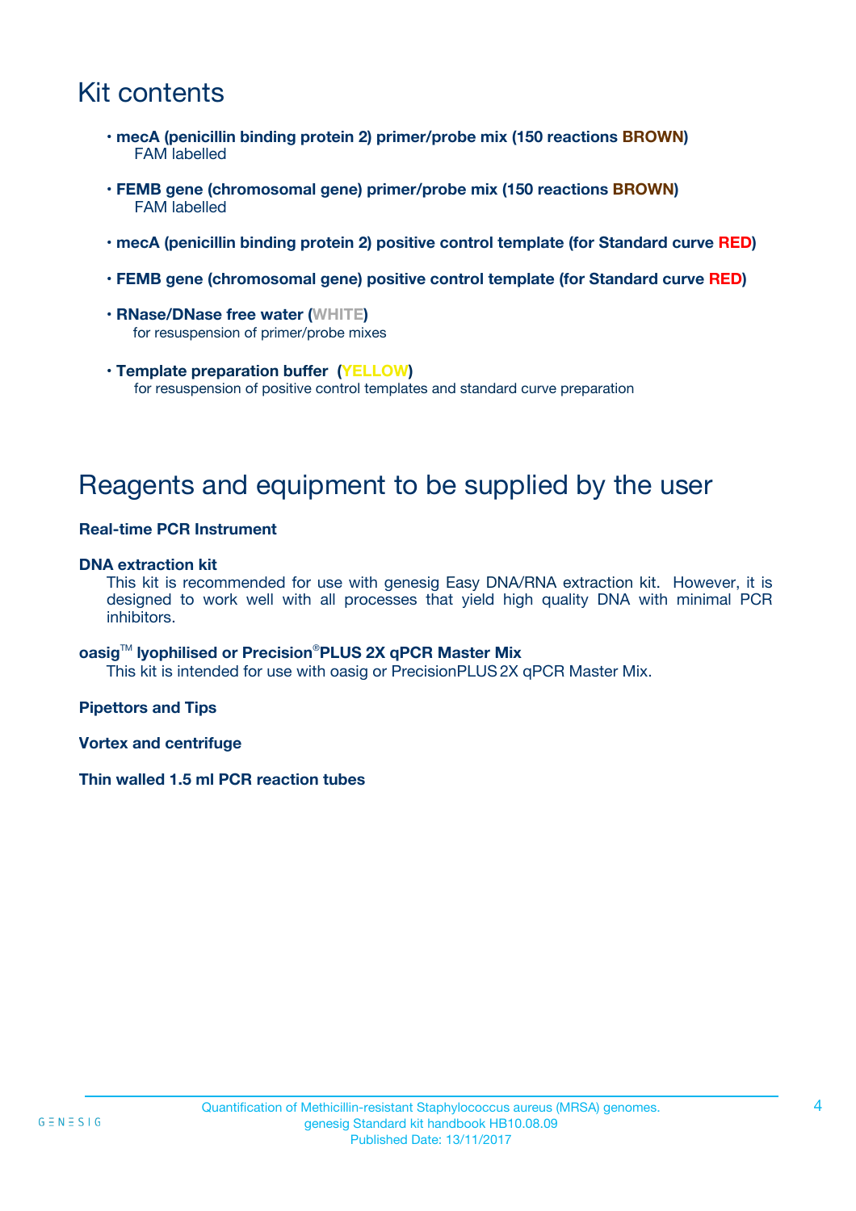# Kit contents

- **mecA (penicillin binding protein 2) primer/probe mix (150 reactions BROWN)**
  FAM labelled
- **FEMB gene (chromosomal gene) primer/probe mix (150 reactions BROWN)**
  FAM labelled
- **mecA (penicillin binding protein 2) positive control template (for Standard curve RED)**
- **FEMB gene (chromosomal gene) positive control template (for Standard curve RED)**
- **RNase/DNase free water (WHITE)**
  for resuspension of primer/probe mixes
- **Template preparation buffer (YELLOW)**
  for resuspension of positive control templates and standard curve preparation

# Reagents and equipment to be supplied by the user

**Real-time PCR Instrument**

**DNA extraction kit**

This kit is recommended for use with genesig Easy DNA/RNA extraction kit. However, it is designed to work well with all processes that yield high quality DNA with minimal PCR inhibitors.

**oasig™ lyophilised or Precision®PLUS 2X qPCR Master Mix**

This kit is intended for use with oasig or PrecisionPLUS 2X qPCR Master Mix.

**Pipettors and Tips**

**Vortex and centrifuge**

**Thin walled 1.5 ml PCR reaction tubes**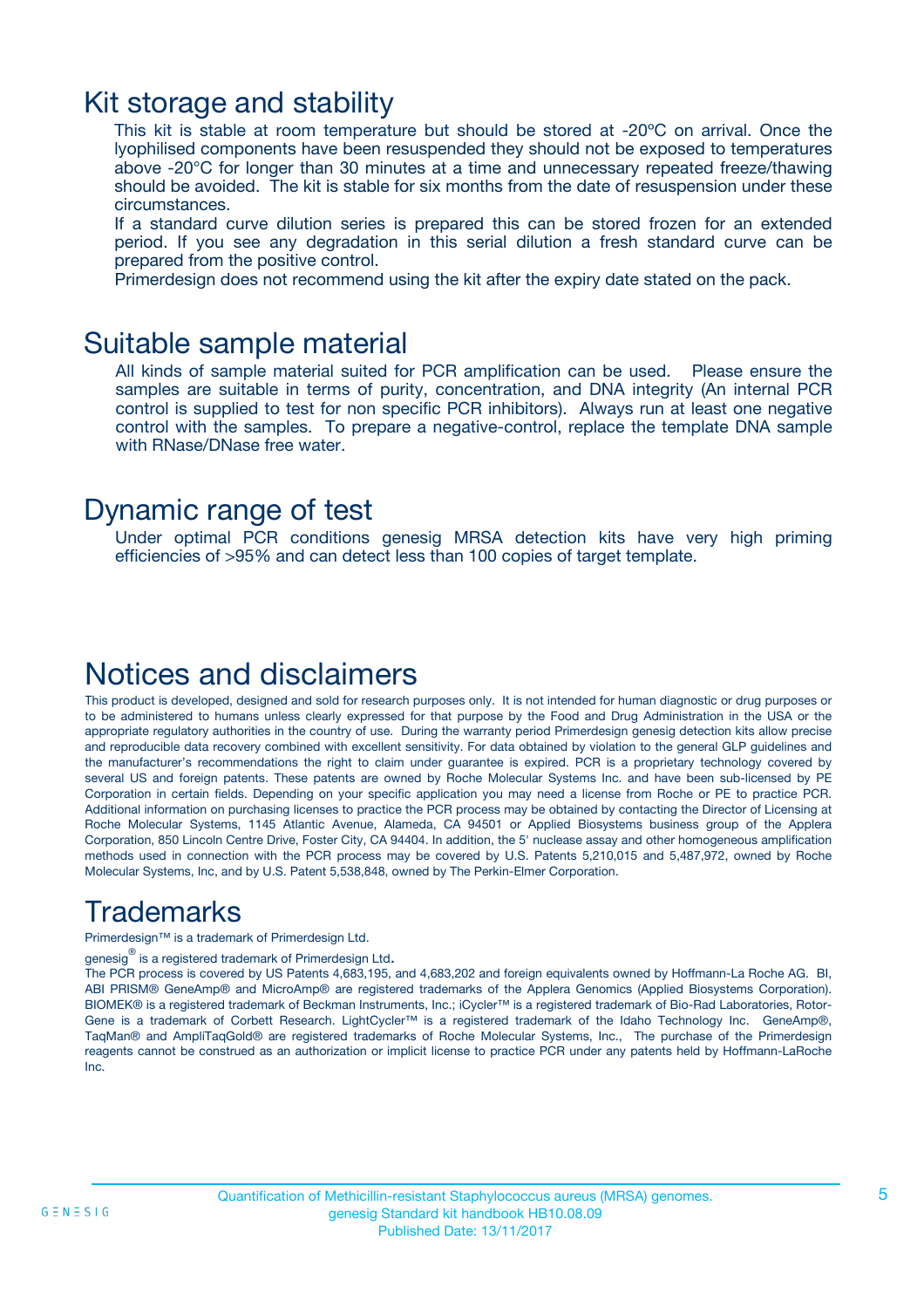# Kit storage and stability

This kit is stable at room temperature but should be stored at -20ºC on arrival. Once the lyophilised components have been resuspended they should not be exposed to temperatures above -20°C for longer than 30 minutes at a time and unnecessary repeated freeze/thawing should be avoided. The kit is stable for six months from the date of resuspension under these circumstances.

If a standard curve dilution series is prepared this can be stored frozen for an extended period. If you see any degradation in this serial dilution a fresh standard curve can be prepared from the positive control.

Primerdesign does not recommend using the kit after the expiry date stated on the pack.

# Suitable sample material

All kinds of sample material suited for PCR amplification can be used. Please ensure the samples are suitable in terms of purity, concentration, and DNA integrity (An internal PCR control is supplied to test for non specific PCR inhibitors). Always run at least one negative control with the samples. To prepare a negative-control, replace the template DNA sample with RNase/DNase free water.

# Dynamic range of test

Under optimal PCR conditions genesig MRSA detection kits have very high priming efficiencies of >95% and can detect less than 100 copies of target template.

# Notices and disclaimers

This product is developed, designed and sold for research purposes only. It is not intended for human diagnostic or drug purposes or to be administered to humans unless clearly expressed for that purpose by the Food and Drug Administration in the USA or the appropriate regulatory authorities in the country of use. During the warranty period Primerdesign genesig detection kits allow precise and reproducible data recovery combined with excellent sensitivity. For data obtained by violation to the general GLP guidelines and the manufacturer's recommendations the right to claim under guarantee is expired. PCR is a proprietary technology covered by several US and foreign patents. These patents are owned by Roche Molecular Systems Inc. and have been sub-licensed by PE Corporation in certain fields. Depending on your specific application you may need a license from Roche or PE to practice PCR. Additional information on purchasing licenses to practice the PCR process may be obtained by contacting the Director of Licensing at Roche Molecular Systems, 1145 Atlantic Avenue, Alameda, CA 94501 or Applied Biosystems business group of the Applera Corporation, 850 Lincoln Centre Drive, Foster City, CA 94404. In addition, the 5' nuclease assay and other homogeneous amplification methods used in connection with the PCR process may be covered by U.S. Patents 5,210,015 and 5,487,972, owned by Roche Molecular Systems, Inc, and by U.S. Patent 5,538,848, owned by The Perkin-Elmer Corporation.

# Trademarks

Primerdesign™ is a trademark of Primerdesign Ltd.

genesig® is a registered trademark of Primerdesign Ltd.

The PCR process is covered by US Patents 4,683,195, and 4,683,202 and foreign equivalents owned by Hoffmann-La Roche AG. BI, ABI PRISM® GeneAmp® and MicroAmp® are registered trademarks of the Applera Genomics (Applied Biosystems Corporation). BIOMEK® is a registered trademark of Beckman Instruments, Inc.; iCycler™ is a registered trademark of Bio-Rad Laboratories, Rotor-Gene is a trademark of Corbett Research. LightCycler™ is a registered trademark of the Idaho Technology Inc. GeneAmp®, TaqMan® and AmpliTaqGold® are registered trademarks of Roche Molecular Systems, Inc., The purchase of the Primerdesign reagents cannot be construed as an authorization or implicit license to practice PCR under any patents held by Hoffmann-LaRoche Inc.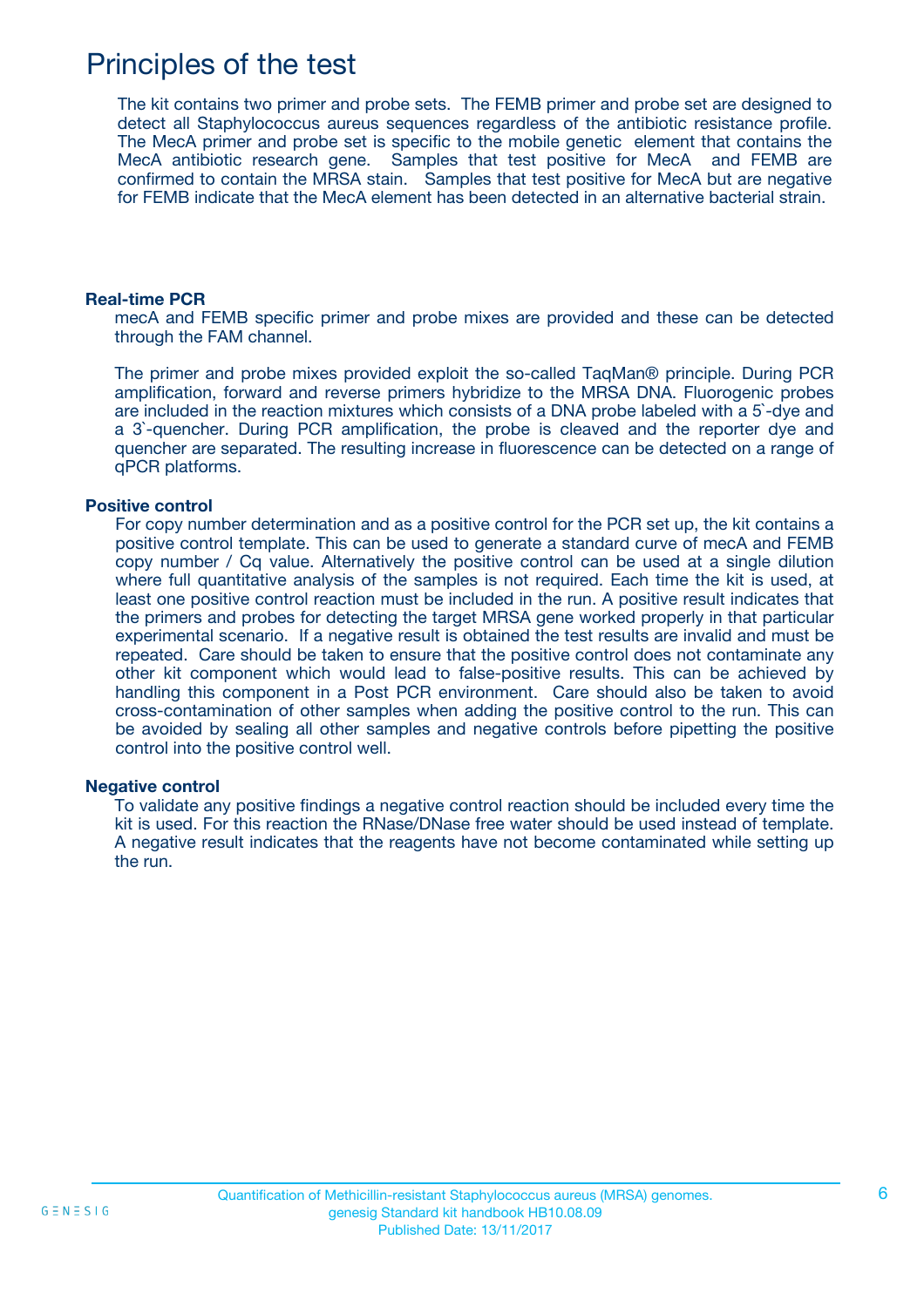# Principles of the test

The kit contains two primer and probe sets. The FEMB primer and probe set are designed to detect all Staphylococcus aureus sequences regardless of the antibiotic resistance profile. The MecA primer and probe set is specific to the mobile genetic element that contains the MecA antibiotic research gene. Samples that test positive for MecA and FEMB are confirmed to contain the MRSA stain. Samples that test positive for MecA but are negative for FEMB indicate that the MecA element has been detected in an alternative bacterial strain.

### Real-time PCR

mecA and FEMB specific primer and probe mixes are provided and these can be detected through the FAM channel.

The primer and probe mixes provided exploit the so-called TaqMan® principle. During PCR amplification, forward and reverse primers hybridize to the MRSA DNA. Fluorogenic probes are included in the reaction mixtures which consists of a DNA probe labeled with a 5`-dye and a 3`-quencher. During PCR amplification, the probe is cleaved and the reporter dye and quencher are separated. The resulting increase in fluorescence can be detected on a range of qPCR platforms.

### Positive control

For copy number determination and as a positive control for the PCR set up, the kit contains a positive control template. This can be used to generate a standard curve of mecA and FEMB copy number / Cq value. Alternatively the positive control can be used at a single dilution where full quantitative analysis of the samples is not required. Each time the kit is used, at least one positive control reaction must be included in the run. A positive result indicates that the primers and probes for detecting the target MRSA gene worked properly in that particular experimental scenario. If a negative result is obtained the test results are invalid and must be repeated. Care should be taken to ensure that the positive control does not contaminate any other kit component which would lead to false-positive results. This can be achieved by handling this component in a Post PCR environment. Care should also be taken to avoid cross-contamination of other samples when adding the positive control to the run. This can be avoided by sealing all other samples and negative controls before pipetting the positive control into the positive control well.

### Negative control

To validate any positive findings a negative control reaction should be included every time the kit is used. For this reaction the RNase/DNase free water should be used instead of template. A negative result indicates that the reagents have not become contaminated while setting up the run.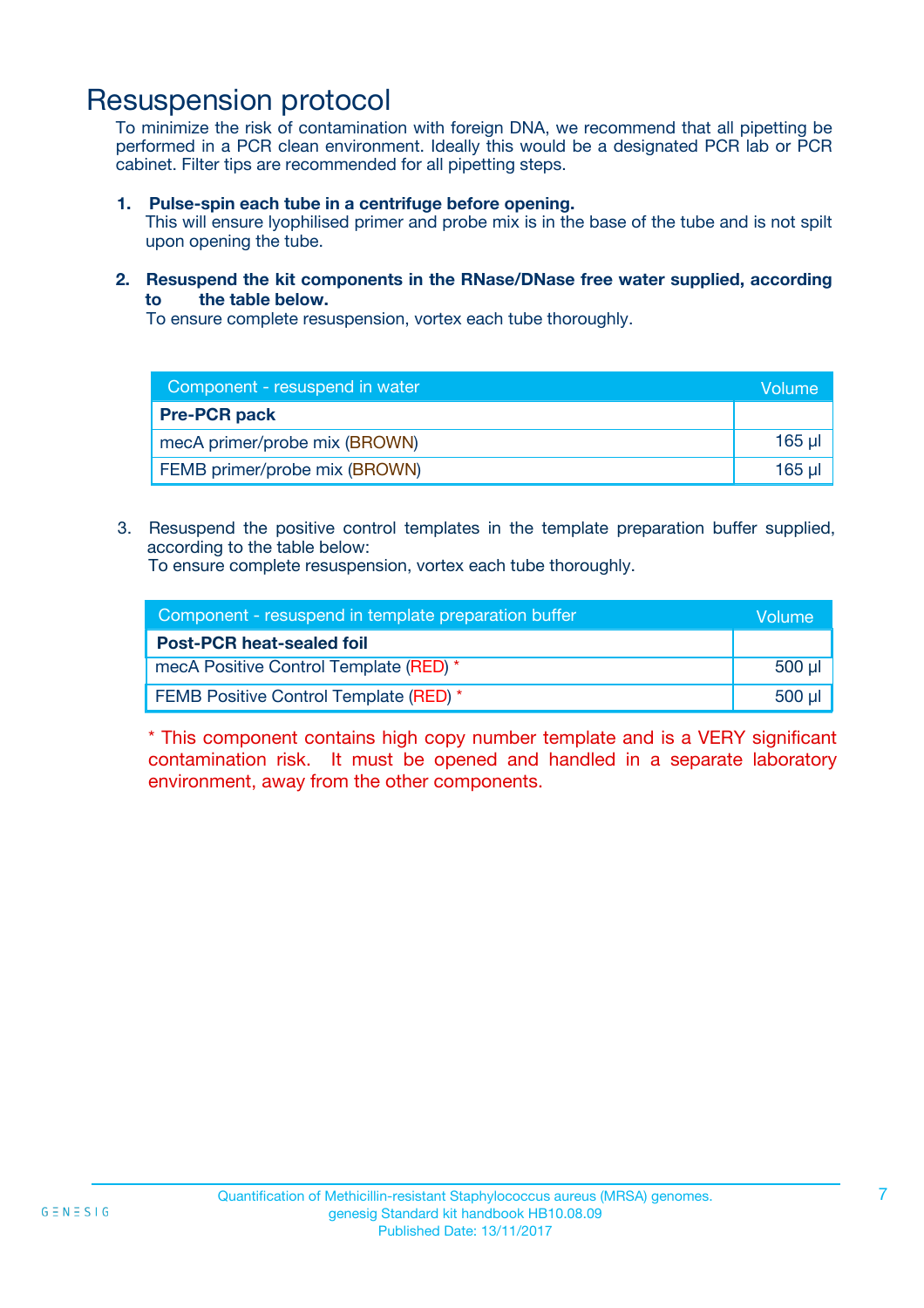# Resuspension protocol

To minimize the risk of contamination with foreign DNA, we recommend that all pipetting be performed in a PCR clean environment. Ideally this would be a designated PCR lab or PCR cabinet. Filter tips are recommended for all pipetting steps.

1. **Pulse-spin each tube in a centrifuge before opening.**
   This will ensure lyophilised primer and probe mix is in the base of the tube and is not spilt upon opening the tube.

2. **Resuspend the kit components in the RNase/DNase free water supplied, according to the table below.**
   To ensure complete resuspension, vortex each tube thoroughly.

| Component - resuspend in water | Volume |
|---|---|
| **Pre-PCR pack** | |
| mecA primer/probe mix (BROWN) | 165 µl |
| FEMB primer/probe mix (BROWN) | 165 µl |

3. Resuspend the positive control templates in the template preparation buffer supplied, according to the table below:
   To ensure complete resuspension, vortex each tube thoroughly.

| Component - resuspend in template preparation buffer | Volume |
|---|---|
| **Post-PCR heat-sealed foil** | |
| mecA Positive Control Template (RED) * | 500 µl |
| FEMB Positive Control Template (RED) * | 500 µl |

* This component contains high copy number template and is a VERY significant contamination risk. It must be opened and handled in a separate laboratory environment, away from the other components.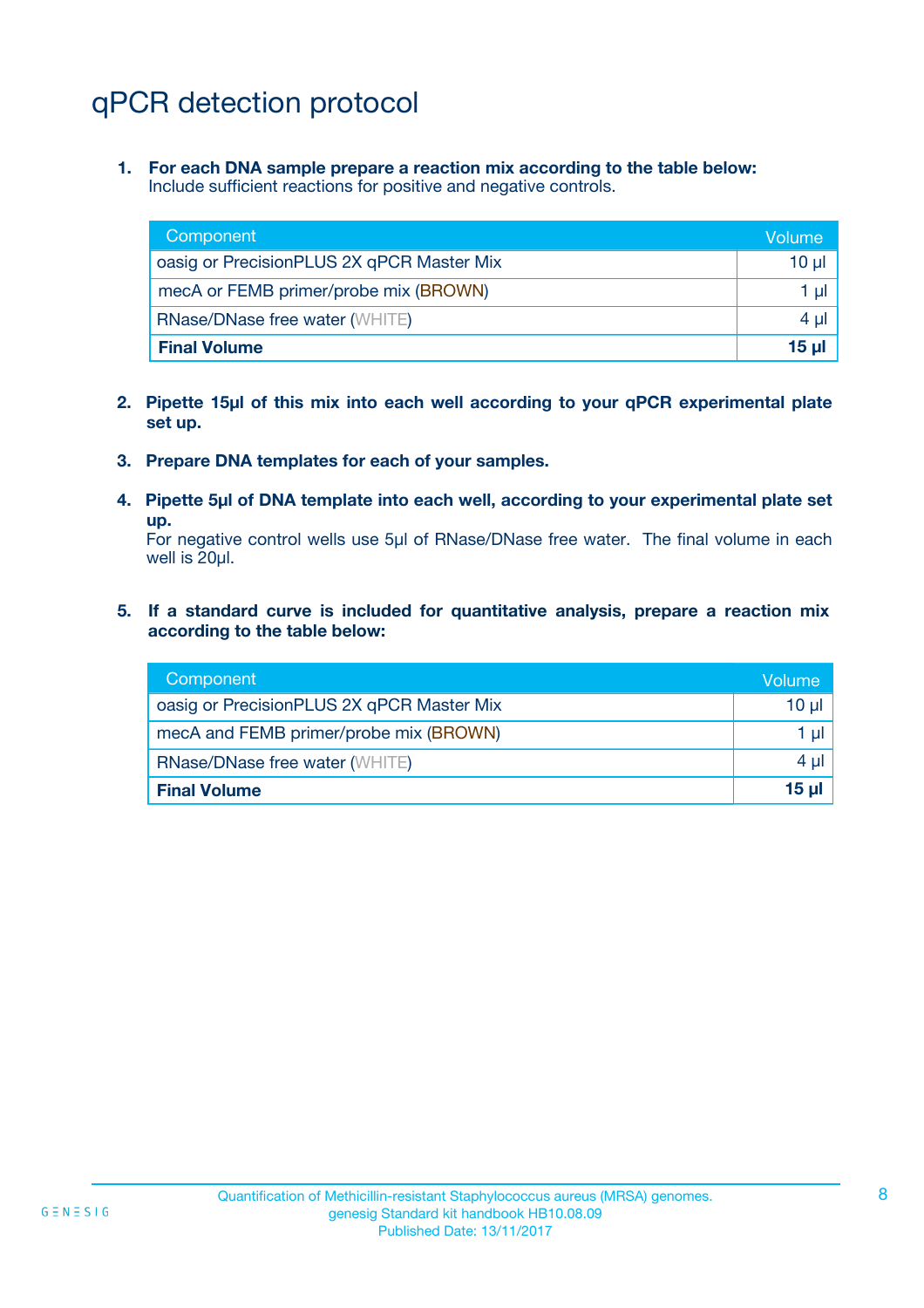# qPCR detection protocol

1. **For each DNA sample prepare a reaction mix according to the table below:**
   Include sufficient reactions for positive and negative controls.

| Component | Volume |
|---|---|
| oasig or PrecisionPLUS 2X qPCR Master Mix | 10 µl |
| mecA or FEMB primer/probe mix (BROWN) | 1 µl |
| RNase/DNase free water (WHITE) | 4 µl |
| **Final Volume** | **15 µl** |

2. **Pipette 15µl of this mix into each well according to your qPCR experimental plate set up.**

3. **Prepare DNA templates for each of your samples.**

4. **Pipette 5µl of DNA template into each well, according to your experimental plate set up.**
   For negative control wells use 5µl of RNase/DNase free water. The final volume in each well is 20µl.

5. **If a standard curve is included for quantitative analysis, prepare a reaction mix according to the table below:**

| Component | Volume |
|---|---|
| oasig or PrecisionPLUS 2X qPCR Master Mix | 10 µl |
| mecA and FEMB primer/probe mix (BROWN) | 1 µl |
| RNase/DNase free water (WHITE) | 4 µl |
| **Final Volume** | **15 µl** |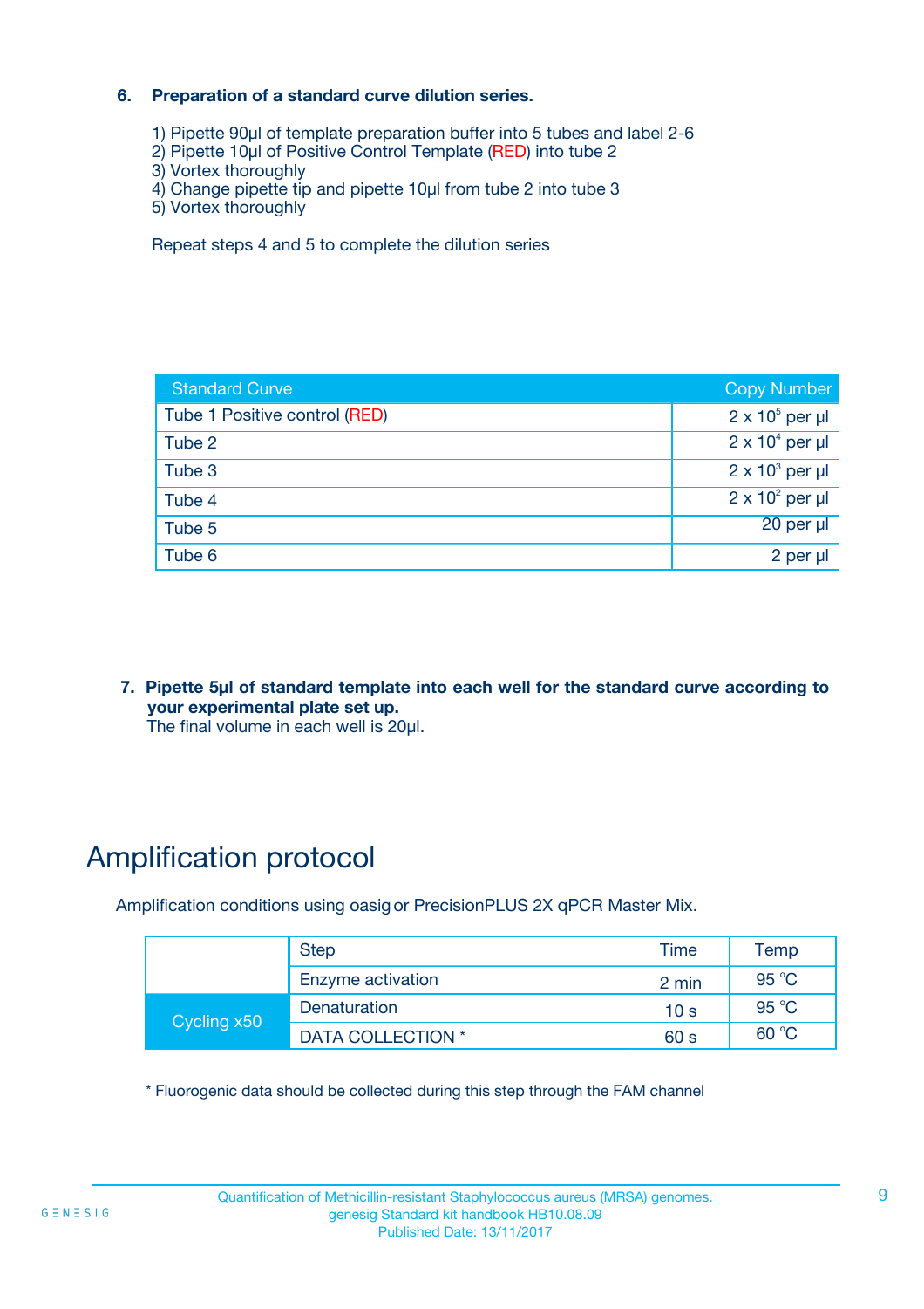### 6. Preparation of a standard curve dilution series.

1) Pipette 90µl of template preparation buffer into 5 tubes and label 2-6
2) Pipette 10µl of Positive Control Template (RED) into tube 2
3) Vortex thoroughly
4) Change pipette tip and pipette 10µl from tube 2 into tube 3
5) Vortex thoroughly

Repeat steps 4 and 5 to complete the dilution series

| Standard Curve | Copy Number |
|---|---|
| Tube 1 Positive control (RED) | $2 \times 10^5$ per µl |
| Tube 2 | $2 \times 10^4$ per µl |
| Tube 3 | $2 \times 10^3$ per µl |
| Tube 4 | $2 \times 10^2$ per µl |
| Tube 5 | 20 per µl |
| Tube 6 | 2 per µl |

**7. Pipette 5µl of standard template into each well for the standard curve according to your experimental plate set up.**
The final volume in each well is 20µl.

# Amplification protocol

Amplification conditions using oasig or PrecisionPLUS 2X qPCR Master Mix.

| | Step | Time | Temp |
|---|---|---|---|
| | Enzyme activation | 2 min | 95 °C |
| Cycling x50 | Denaturation | 10 s | 95 °C |
| | DATA COLLECTION * | 60 s | 60 °C |

* Fluorogenic data should be collected during this step through the FAM channel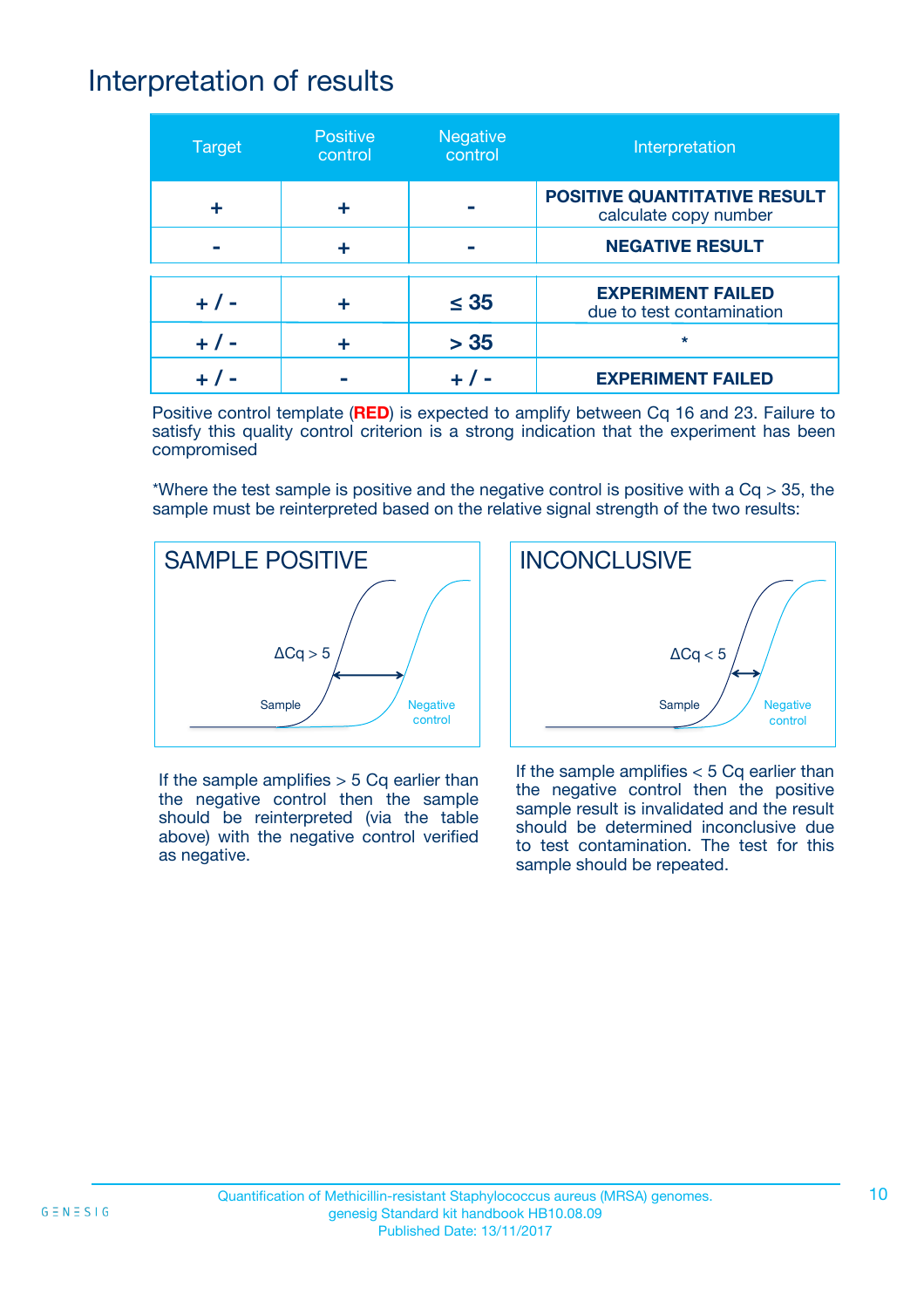# Interpretation of results

| Target | Positive control | Negative control | Interpretation |
|---|---|---|---|
| + | + | - | **POSITIVE QUANTITATIVE RESULT** calculate copy number |
| - | + | - | **NEGATIVE RESULT** |
| + / - | + | ≤ 35 | **EXPERIMENT FAILED** due to test contamination |
| + / - | + | > 35 | * |
| + / - | - | + / - | **EXPERIMENT FAILED** |

Positive control template (**RED**) is expected to amplify between Cq 16 and 23. Failure to satisfy this quality control criterion is a strong indication that the experiment has been compromised

*Where the test sample is positive and the negative control is positive with a Cq > 35, the sample must be reinterpreted based on the relative signal strength of the two results:

SAMPLE POSITIVE

ΔCq > 5

Sample

Negative control

If the sample amplifies > 5 Cq earlier than the negative control then the sample should be reinterpreted (via the table above) with the negative control verified as negative.

INCONCLUSIVE

ΔCq < 5

Sample

Negative control

If the sample amplifies < 5 Cq earlier than the negative control then the positive sample result is invalidated and the result should be determined inconclusive due to test contamination. The test for this sample should be repeated.